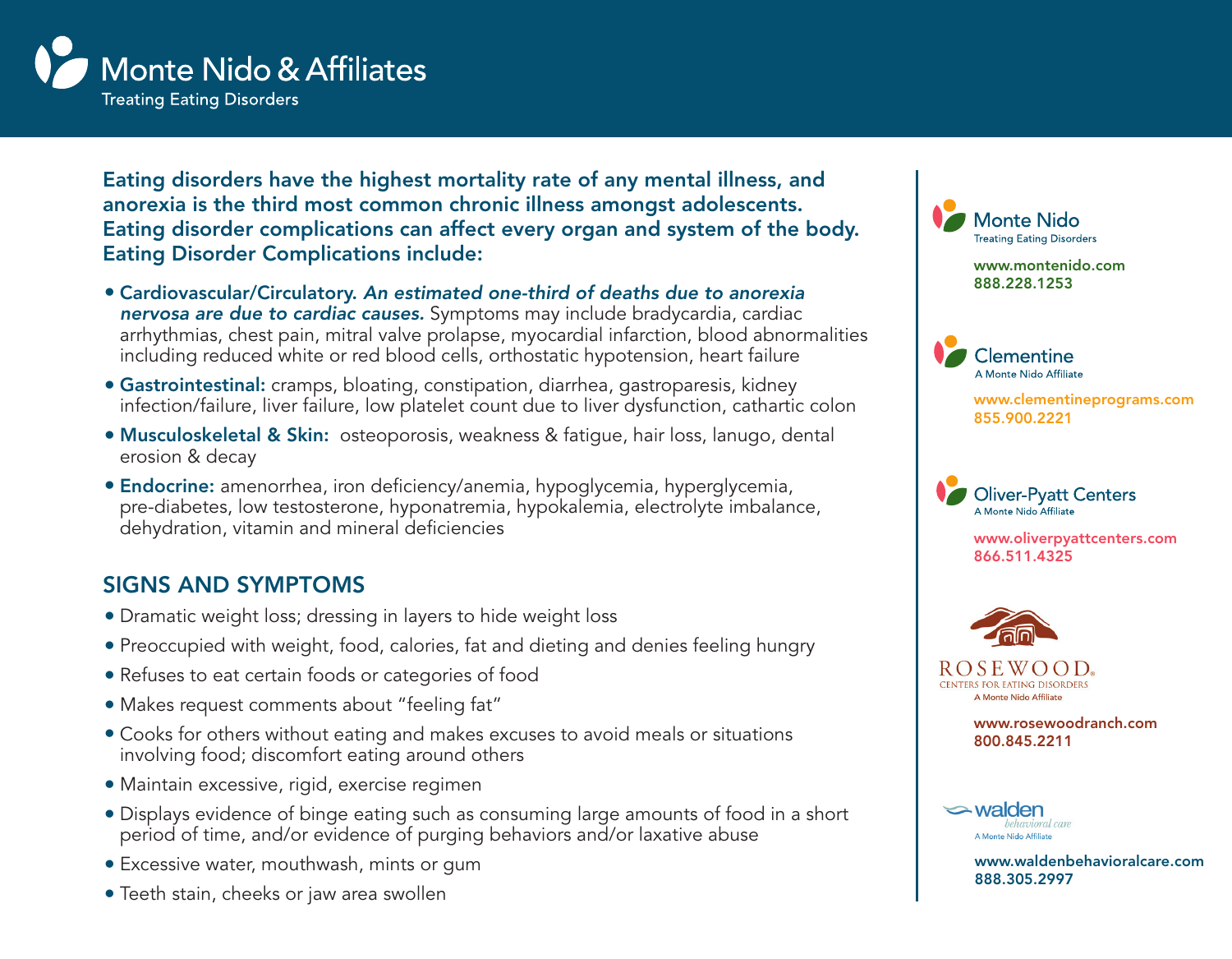# Monte Nido & Affiliates

Treating Eating Disorders

**Eating disorders have the highest mortality rate of any mental illness, and anorexia is the third most common chronic illness amongst adolescents. Eating disorder complications can affect every organ and system of the body. Eating Disorder Complications include:**

- **Cardiovascular/Circulatory.** ***An estimated one-third of deaths due to anorexia nervosa are due to cardiac causes.*** Symptoms may include bradycardia, cardiac arrhythmias, chest pain, mitral valve prolapse, myocardial infarction, blood abnormalities including reduced white or red blood cells, orthostatic hypotension, heart failure
- **Gastrointestinal:** cramps, bloating, constipation, diarrhea, gastroparesis, kidney infection/failure, liver failure, low platelet count due to liver dysfunction, cathartic colon
- **Musculoskeletal & Skin:** osteoporosis, weakness & fatigue, hair loss, lanugo, dental erosion & decay
- **Endocrine:** amenorrhea, iron deficiency/anemia, hypoglycemia, hyperglycemia, pre-diabetes, low testosterone, hyponatremia, hypokalemia, electrolyte imbalance, dehydration, vitamin and mineral deficiencies

## SIGNS AND SYMPTOMS

- Dramatic weight loss; dressing in layers to hide weight loss
- Preoccupied with weight, food, calories, fat and dieting and denies feeling hungry
- Refuses to eat certain foods or categories of food
- Makes request comments about "feeling fat"
- Cooks for others without eating and makes excuses to avoid meals or situations involving food; discomfort eating around others
- Maintain excessive, rigid, exercise regimen
- Displays evidence of binge eating such as consuming large amounts of food in a short period of time, and/or evidence of purging behaviors and/or laxative abuse
- Excessive water, mouthwash, mints or gum
- Teeth stain, cheeks or jaw area swollen

---

**Monte Nido**
Treating Eating Disorders
www.montenido.com
888.228.1253

**Clementine**
A Monte Nido Affiliate
www.clementineprograms.com
855.900.2221

**Oliver-Pyatt Centers**
A Monte Nido Affiliate
www.oliverpyattcenters.com
866.511.4325

**ROSEWOOD**
CENTERS FOR EATING DISORDERS
A Monte Nido Affiliate
www.rosewoodranch.com
800.845.2211

**walden** behavioral care
A Monte Nido Affiliate
www.waldenbehavioralcare.com
888.305.2997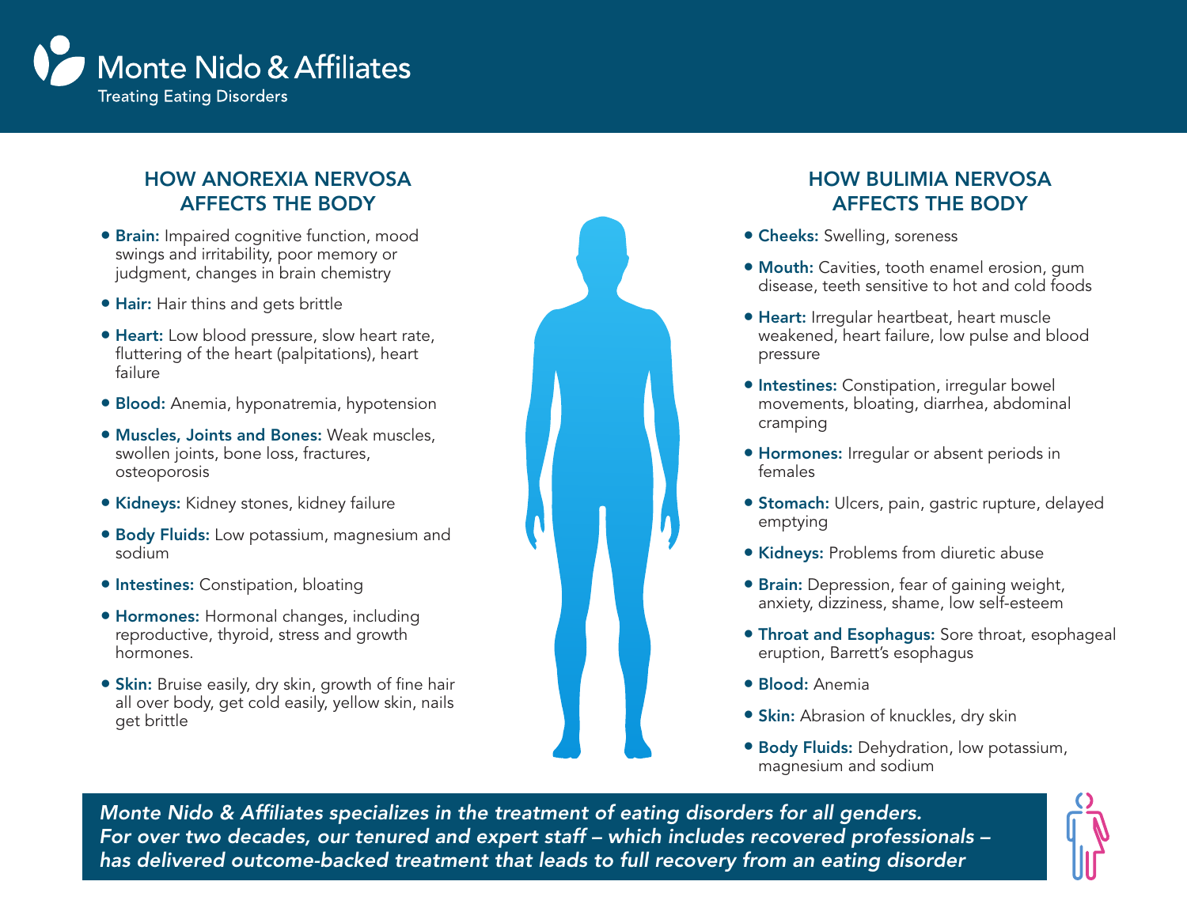# Monte Nido & Affiliates

Treating Eating Disorders

## HOW ANOREXIA NERVOSA AFFECTS THE BODY

- **Brain:** Impaired cognitive function, mood swings and irritability, poor memory or judgment, changes in brain chemistry
- **Hair:** Hair thins and gets brittle
- **Heart:** Low blood pressure, slow heart rate, fluttering of the heart (palpitations), heart failure
- **Blood:** Anemia, hyponatremia, hypotension
- **Muscles, Joints and Bones:** Weak muscles, swollen joints, bone loss, fractures, osteoporosis
- **Kidneys:** Kidney stones, kidney failure
- **Body Fluids:** Low potassium, magnesium and sodium
- **Intestines:** Constipation, bloating
- **Hormones:** Hormonal changes, including reproductive, thyroid, stress and growth hormones.
- **Skin:** Bruise easily, dry skin, growth of fine hair all over body, get cold easily, yellow skin, nails get brittle

## HOW BULIMIA NERVOSA AFFECTS THE BODY

- **Cheeks:** Swelling, soreness
- **Mouth:** Cavities, tooth enamel erosion, gum disease, teeth sensitive to hot and cold foods
- **Heart:** Irregular heartbeat, heart muscle weakened, heart failure, low pulse and blood pressure
- **Intestines:** Constipation, irregular bowel movements, bloating, diarrhea, abdominal cramping
- **Hormones:** Irregular or absent periods in females
- **Stomach:** Ulcers, pain, gastric rupture, delayed emptying
- **Kidneys:** Problems from diuretic abuse
- **Brain:** Depression, fear of gaining weight, anxiety, dizziness, shame, low self-esteem
- **Throat and Esophagus:** Sore throat, esophageal eruption, Barrett's esophagus
- **Blood:** Anemia
- **Skin:** Abrasion of knuckles, dry skin
- **Body Fluids:** Dehydration, low potassium, magnesium and sodium

*Monte Nido & Affiliates specializes in the treatment of eating disorders for all genders. For over two decades, our tenured and expert staff – which includes recovered professionals – has delivered outcome-backed treatment that leads to full recovery from an eating disorder*